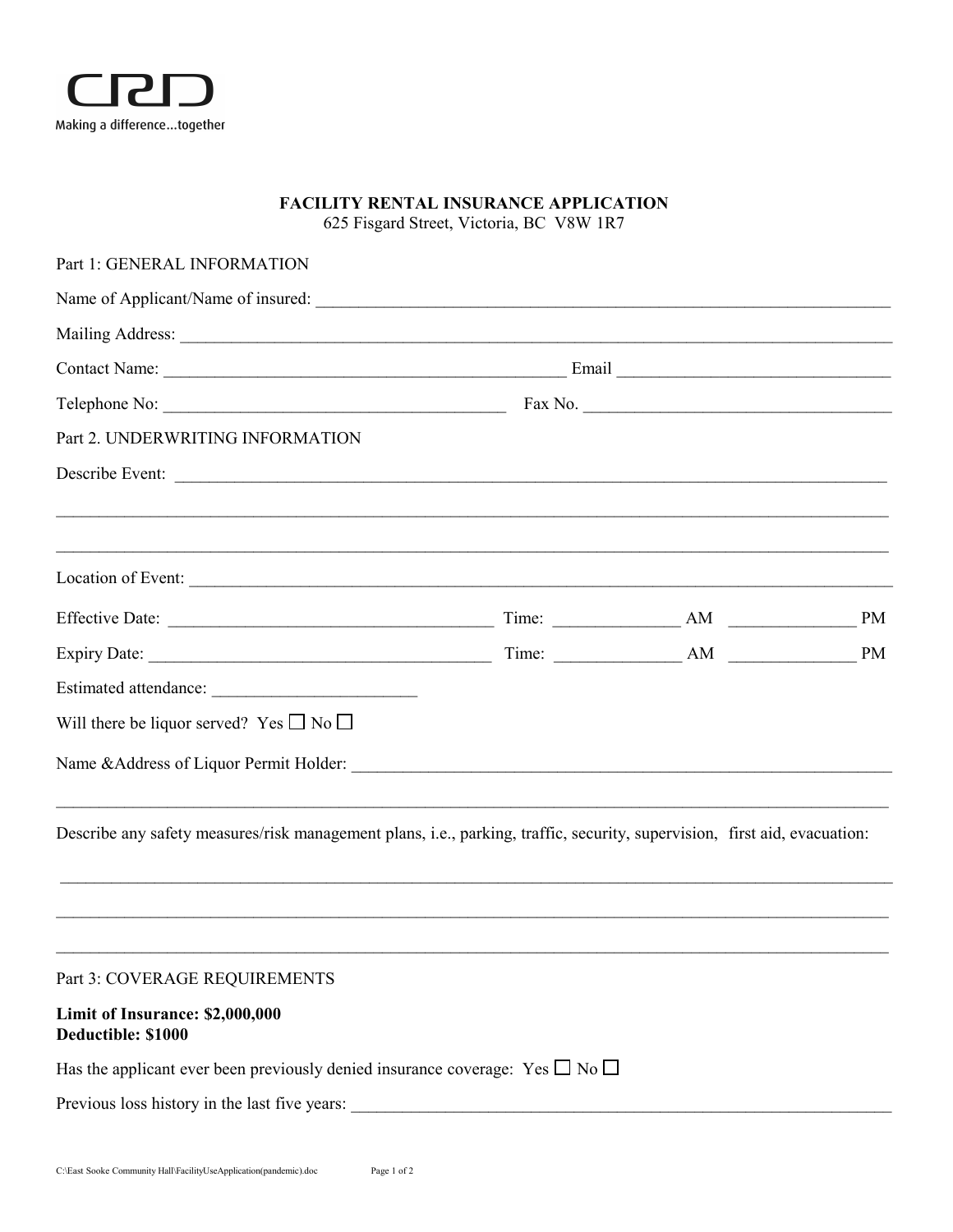CRD

Making a difference...together

# FACILITY RENTAL INSURANCE APPLICATION

625 Fisgard Street, Victoria, BC V8W 1R7

## Part 1: GENERAL INFORMATION

Name of Applicant/Name of insured: ______________________________________________________________

Mailing Address: ______________________________________________________________

Contact Name: ____________________________________________ Email ______________________________

Telephone No: ____________________________________ Fax No. __________________________________

## Part 2. UNDERWRITING INFORMATION

Describe Event: ______________________________________________________________

______________________________________________________________

______________________________________________________________

Location of Event: ______________________________________________________________

Effective Date: ____________________________________ Time: ______________ AM ______________ PM

Expiry Date: ____________________________________ Time: ______________ AM ______________ PM

Estimated attendance: ______________________

Will there be liquor served? Yes ☐ No ☐

Name &Address of Liquor Permit Holder: ______________________________________________________________

______________________________________________________________

Describe any safety measures/risk management plans, i.e., parking, traffic, security, supervision, first aid, evacuation:

______________________________________________________________

______________________________________________________________

______________________________________________________________

## Part 3: COVERAGE REQUIREMENTS

**Limit of Insurance: $2,000,000**
**Deductible: $1000**

Has the applicant ever been previously denied insurance coverage: Yes ☐ No ☐

Previous loss history in the last five years: ______________________________________________________________

C:\East Sooke Community Hall\FacilityUseApplication(pandemic).doc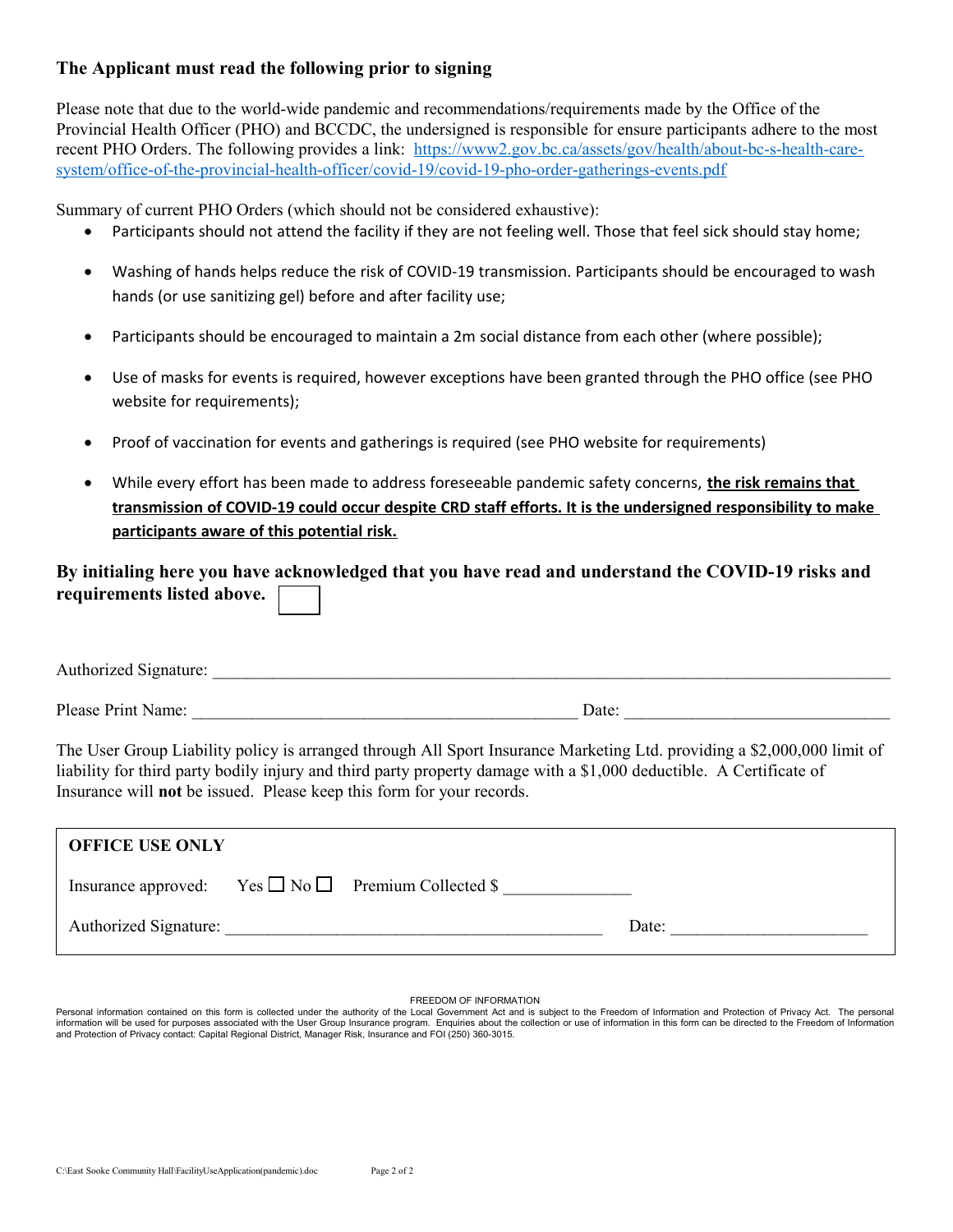### The Applicant must read the following prior to signing

Please note that due to the world-wide pandemic and recommendations/requirements made by the Office of the Provincial Health Officer (PHO) and BCCDC, the undersigned is responsible for ensure participants adhere to the most recent PHO Orders. The following provides a link: [https://www2.gov.bc.ca/assets/gov/health/about-bc-s-health-care-system/office-of-the-provincial-health-officer/covid-19/covid-19-pho-order-gatherings-events.pdf](https://www2.gov.bc.ca/assets/gov/health/about-bc-s-health-care-system/office-of-the-provincial-health-officer/covid-19/covid-19-pho-order-gatherings-events.pdf)

Summary of current PHO Orders (which should not be considered exhaustive):

- Participants should not attend the facility if they are not feeling well. Those that feel sick should stay home;
- Washing of hands helps reduce the risk of COVID-19 transmission. Participants should be encouraged to wash hands (or use sanitizing gel) before and after facility use;
- Participants should be encouraged to maintain a 2m social distance from each other (where possible);
- Use of masks for events is required, however exceptions have been granted through the PHO office (see PHO website for requirements);
- Proof of vaccination for events and gatherings is required (see PHO website for requirements)
- While every effort has been made to address foreseeable pandemic safety concerns, **the risk remains that transmission of COVID-19 could occur despite CRD staff efforts. It is the undersigned responsibility to make participants aware of this potential risk.**

**By initialing here you have acknowledged that you have read and understand the COVID-19 risks and requirements listed above.** ☐

Authorized Signature: ______________________________________________

Please Print Name: ______________________________ Date: ____________________

The User Group Liability policy is arranged through All Sport Insurance Marketing Ltd. providing a $2,000,000 limit of liability for third party bodily injury and third party property damage with a $1,000 deductible. A Certificate of Insurance will **not** be issued. Please keep this form for your records.

**OFFICE USE ONLY**

Insurance approved: Yes ☐ No ☐ Premium Collected $ ______________

Authorized Signature: ______________________________ Date: ____________________

FREEDOM OF INFORMATION

Personal information contained on this form is collected under the authority of the Local Government Act and is subject to the Freedom of Information and Protection of Privacy Act. The personal information will be used for purposes associated with the User Group Insurance program. Enquiries about the collection or use of information in this form can be directed to the Freedom of Information and Protection of Privacy contact: Capital Regional District, Manager Risk, Insurance and FOI (250) 360-3015.

C:\East Sooke Community Hall\FacilityUseApplication(pandemic).doc